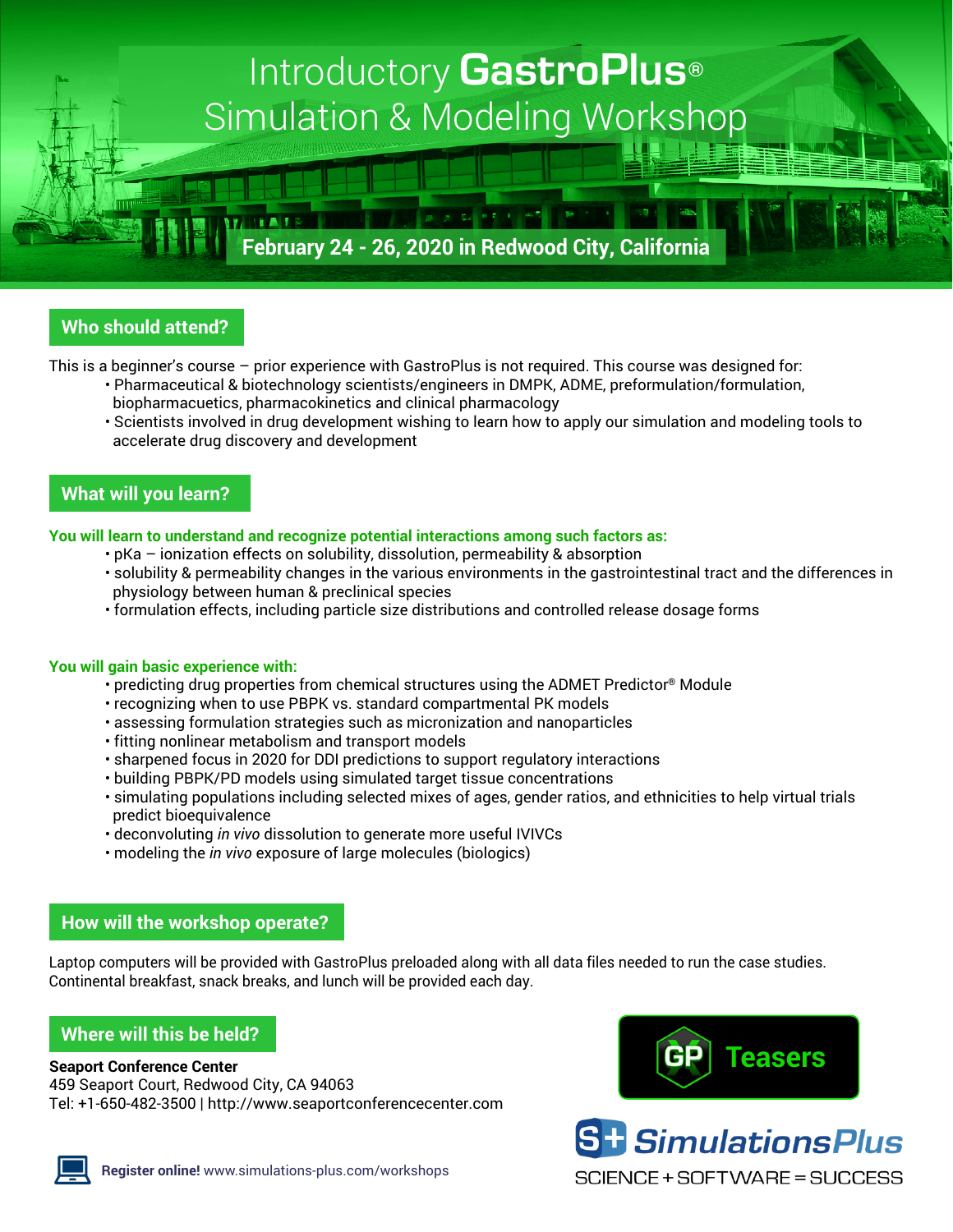# Introductory GastroPlus® Simulation & Modeling Workshop

**February 24 - 26, 2020 in Redwood City, California**

## Who should attend?

This is a beginner's course – prior experience with GastroPlus is not required. This course was designed for:

- Pharmaceutical & biotechnology scientists/engineers in DMPK, ADME, preformulation/formulation, biopharmacuetics, pharmacokinetics and clinical pharmacology
- Scientists involved in drug development wishing to learn how to apply our simulation and modeling tools to accelerate drug discovery and development

## What will you learn?

**You will learn to understand and recognize potential interactions among such factors as:**

- pKa – ionization effects on solubility, dissolution, permeability & absorption
- solubility & permeability changes in the various environments in the gastrointestinal tract and the differences in physiology between human & preclinical species
- formulation effects, including particle size distributions and controlled release dosage forms

**You will gain basic experience with:**

- predicting drug properties from chemical structures using the ADMET Predictor® Module
- recognizing when to use PBPK vs. standard compartmental PK models
- assessing formulation strategies such as micronization and nanoparticles
- fitting nonlinear metabolism and transport models
- sharpened focus in 2020 for DDI predictions to support regulatory interactions
- building PBPK/PD models using simulated target tissue concentrations
- simulating populations including selected mixes of ages, gender ratios, and ethnicities to help virtual trials predict bioequivalence
- deconvoluting *in vivo* dissolution to generate more useful IVIVCs
- modeling the *in vivo* exposure of large molecules (biologics)

## How will the workshop operate?

Laptop computers will be provided with GastroPlus preloaded along with all data files needed to run the case studies. Continental breakfast, snack breaks, and lunch will be provided each day.

## Where will this be held?

**Seaport Conference Center**
459 Seaport Court, Redwood City, CA 94063
Tel: +1-650-482-3500 | http://www.seaportconferencecenter.com

**Register online!** www.simulations-plus.com/workshops

GP Teasers

SimulationsPlus

SCIENCE + SOFTWARE = SUCCESS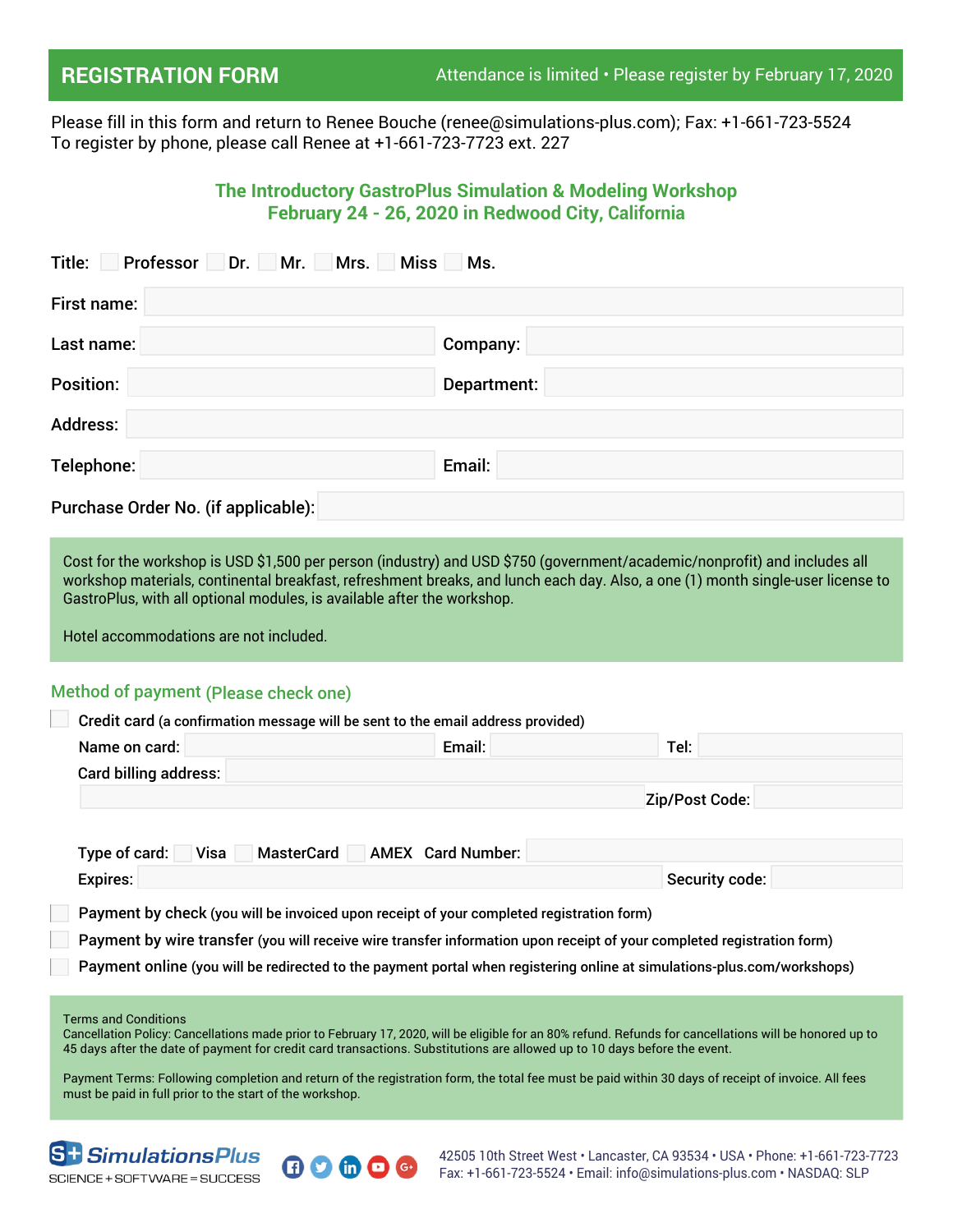## REGISTRATION FORM

Attendance is limited • Please register by February 17, 2020

Please fill in this form and return to Renee Bouche (renee@simulations-plus.com); Fax: +1-661-723-5524
To register by phone, please call Renee at +1-661-723-7723 ext. 227

### The Introductory GastroPlus Simulation & Modeling Workshop
### February 24 - 26, 2020 in Redwood City, California

Title: ☐ Professor ☐ Dr. ☐ Mr. ☐ Mrs. ☐ Miss ☐ Ms.

First name:

Last name: Company:

Position: Department:

Address:

Telephone: Email:

Purchase Order No. (if applicable):

Cost for the workshop is USD $1,500 per person (industry) and USD $750 (government/academic/nonprofit) and includes all workshop materials, continental breakfast, refreshment breaks, and lunch each day. Also, a one (1) month single-user license to GastroPlus, with all optional modules, is available after the workshop.

Hotel accommodations are not included.

### Method of payment (Please check one)

☐ **Credit card** (a confirmation message will be sent to the email address provided)

Name on card: Email: Tel:

Card billing address:

Zip/Post Code:

Type of card: ☐ Visa ☐ MasterCard ☐ AMEX Card Number:

Expires: Security code:

☐ **Payment by check** (you will be invoiced upon receipt of your completed registration form)

☐ **Payment by wire transfer** (you will receive wire transfer information upon receipt of your completed registration form)

☐ **Payment online** (you will be redirected to the payment portal when registering online at simulations-plus.com/workshops)

Terms and Conditions
Cancellation Policy: Cancellations made prior to February 17, 2020, will be eligible for an 80% refund. Refunds for cancellations will be honored up to 45 days after the date of payment for credit card transactions. Substitutions are allowed up to 10 days before the event.

Payment Terms: Following completion and return of the registration form, the total fee must be paid within 30 days of receipt of invoice. All fees must be paid in full prior to the start of the workshop.

SimulationsPlus
SCIENCE + SOFTWARE = SUCCESS

42505 10th Street West • Lancaster, CA 93534 • USA • Phone: +1-661-723-7723
Fax: +1-661-723-5524 • Email: info@simulations-plus.com • NASDAQ: SLP